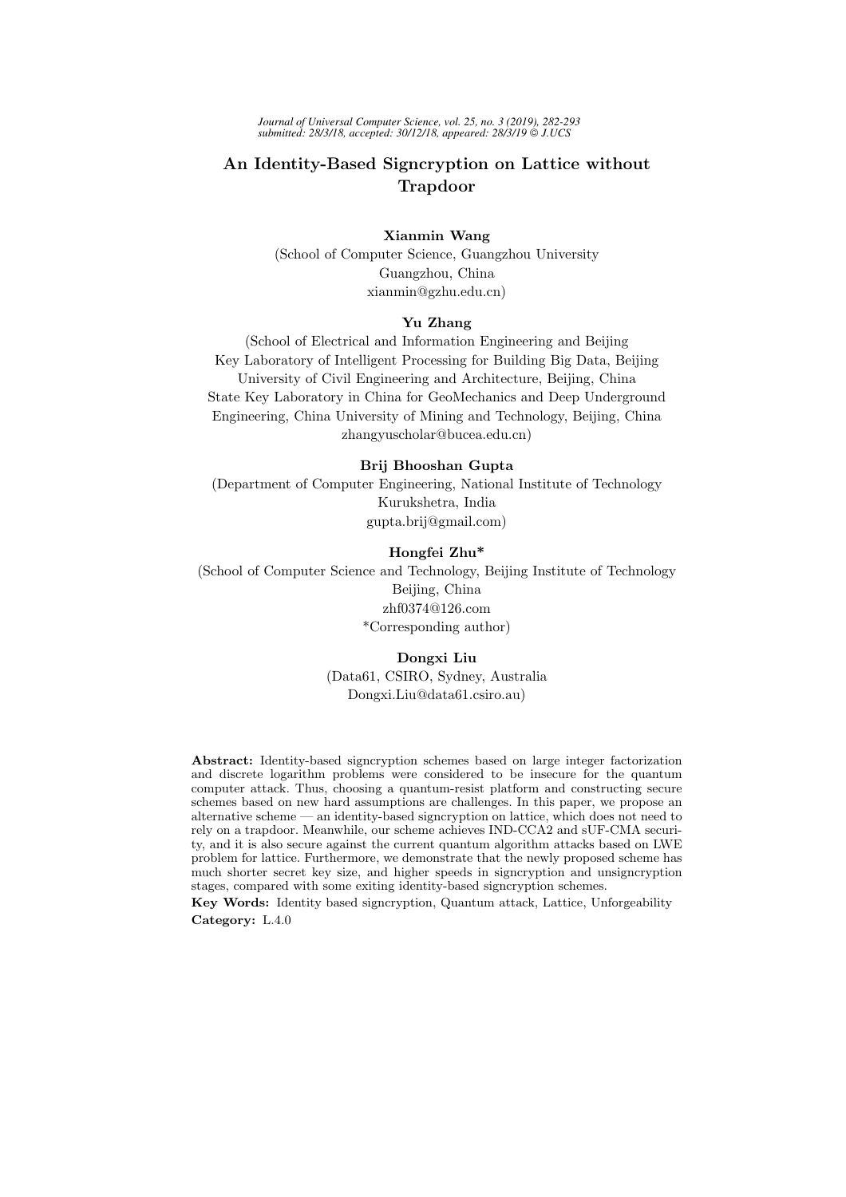# An Identity-Based Signcryption on Lattice without Trapdoor

**Xianmin Wang**
(School of Computer Science, Guangzhou University
Guangzhou, China
xianmin@gzhu.edu.cn)

**Yu Zhang**
(School of Electrical and Information Engineering and Beijing Key Laboratory of Intelligent Processing for Building Big Data, Beijing University of Civil Engineering and Architecture, Beijing, China
State Key Laboratory in China for GeoMechanics and Deep Underground Engineering, China University of Mining and Technology, Beijing, China
zhangyuscholar@bucea.edu.cn)

**Brij Bhooshan Gupta**
(Department of Computer Engineering, National Institute of Technology
Kurukshetra, India
gupta.brij@gmail.com)

**Hongfei Zhu***
(School of Computer Science and Technology, Beijing Institute of Technology
Beijing, China
zhf0374@126.com
*Corresponding author)

**Dongxi Liu**
(Data61, CSIRO, Sydney, Australia
Dongxi.Liu@data61.csiro.au)

**Abstract:** Identity-based signcryption schemes based on large integer factorization and discrete logarithm problems were considered to be insecure for the quantum computer attack. Thus, choosing a quantum-resist platform and constructing secure schemes based on new hard assumptions are challenges. In this paper, we propose an alternative scheme — an identity-based signcryption on lattice, which does not need to rely on a trapdoor. Meanwhile, our scheme achieves IND-CCA2 and sUF-CMA security, and it is also secure against the current quantum algorithm attacks based on LWE problem for lattice. Furthermore, we demonstrate that the newly proposed scheme has much shorter secret key size, and higher speeds in signcryption and unsigncryption stages, compared with some exiting identity-based signcryption schemes.

**Key Words:** Identity based signcryption, Quantum attack, Lattice, Unforgeability

**Category:** L.4.0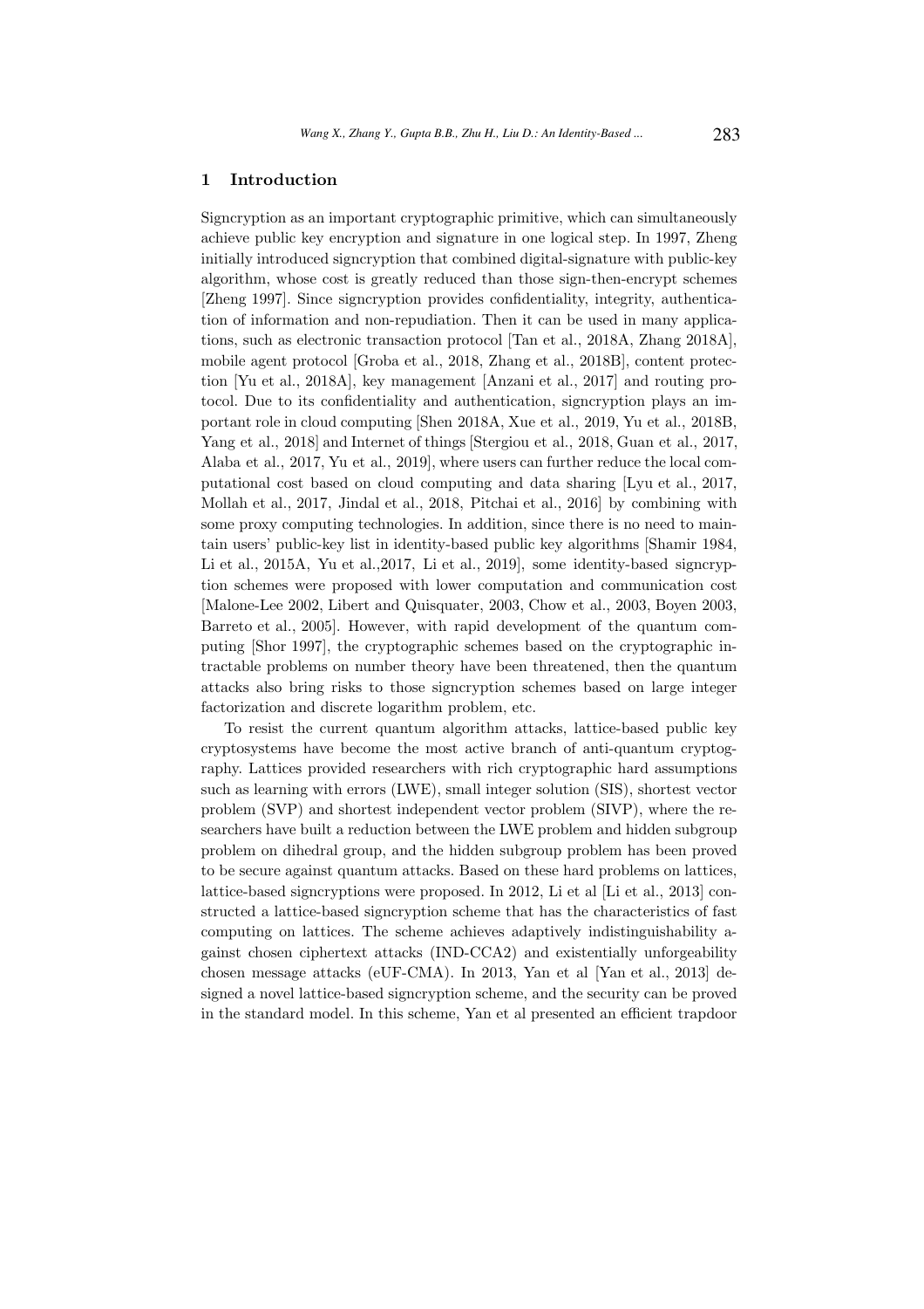## 1 Introduction

Signcryption as an important cryptographic primitive, which can simultaneously achieve public key encryption and signature in one logical step. In 1997, Zheng initially introduced signcryption that combined digital-signature with public-key algorithm, whose cost is greatly reduced than those sign-then-encrypt schemes [Zheng 1997]. Since signcryption provides confidentiality, integrity, authentication of information and non-repudiation. Then it can be used in many applications, such as electronic transaction protocol [Tan et al., 2018A, Zhang 2018A], mobile agent protocol [Groba et al., 2018, Zhang et al., 2018B], content protection [Yu et al., 2018A], key management [Anzani et al., 2017] and routing protocol. Due to its confidentiality and authentication, signcryption plays an important role in cloud computing [Shen 2018A, Xue et al., 2019, Yu et al., 2018B, Yang et al., 2018] and Internet of things [Stergiou et al., 2018, Guan et al., 2017, Alaba et al., 2017, Yu et al., 2019], where users can further reduce the local computational cost based on cloud computing and data sharing [Lyu et al., 2017, Mollah et al., 2017, Jindal et al., 2018, Pitchai et al., 2016] by combining with some proxy computing technologies. In addition, since there is no need to maintain users' public-key list in identity-based public key algorithms [Shamir 1984, Li et al., 2015A, Yu et al.,2017, Li et al., 2019], some identity-based signcryption schemes were proposed with lower computation and communication cost [Malone-Lee 2002, Libert and Quisquater, 2003, Chow et al., 2003, Boyen 2003, Barreto et al., 2005]. However, with rapid development of the quantum computing [Shor 1997], the cryptographic schemes based on the cryptographic intractable problems on number theory have been threatened, then the quantum attacks also bring risks to those signcryption schemes based on large integer factorization and discrete logarithm problem, etc.

To resist the current quantum algorithm attacks, lattice-based public key cryptosystems have become the most active branch of anti-quantum cryptography. Lattices provided researchers with rich cryptographic hard assumptions such as learning with errors (LWE), small integer solution (SIS), shortest vector problem (SVP) and shortest independent vector problem (SIVP), where the researchers have built a reduction between the LWE problem and hidden subgroup problem on dihedral group, and the hidden subgroup problem has been proved to be secure against quantum attacks. Based on these hard problems on lattices, lattice-based signcryptions were proposed. In 2012, Li et al [Li et al., 2013] constructed a lattice-based signcryption scheme that has the characteristics of fast computing on lattices. The scheme achieves adaptively indistinguishability against chosen ciphertext attacks (IND-CCA2) and existentially unforgeability chosen message attacks (eUF-CMA). In 2013, Yan et al [Yan et al., 2013] designed a novel lattice-based signcryption scheme, and the security can be proved in the standard model. In this scheme, Yan et al presented an efficient trapdoor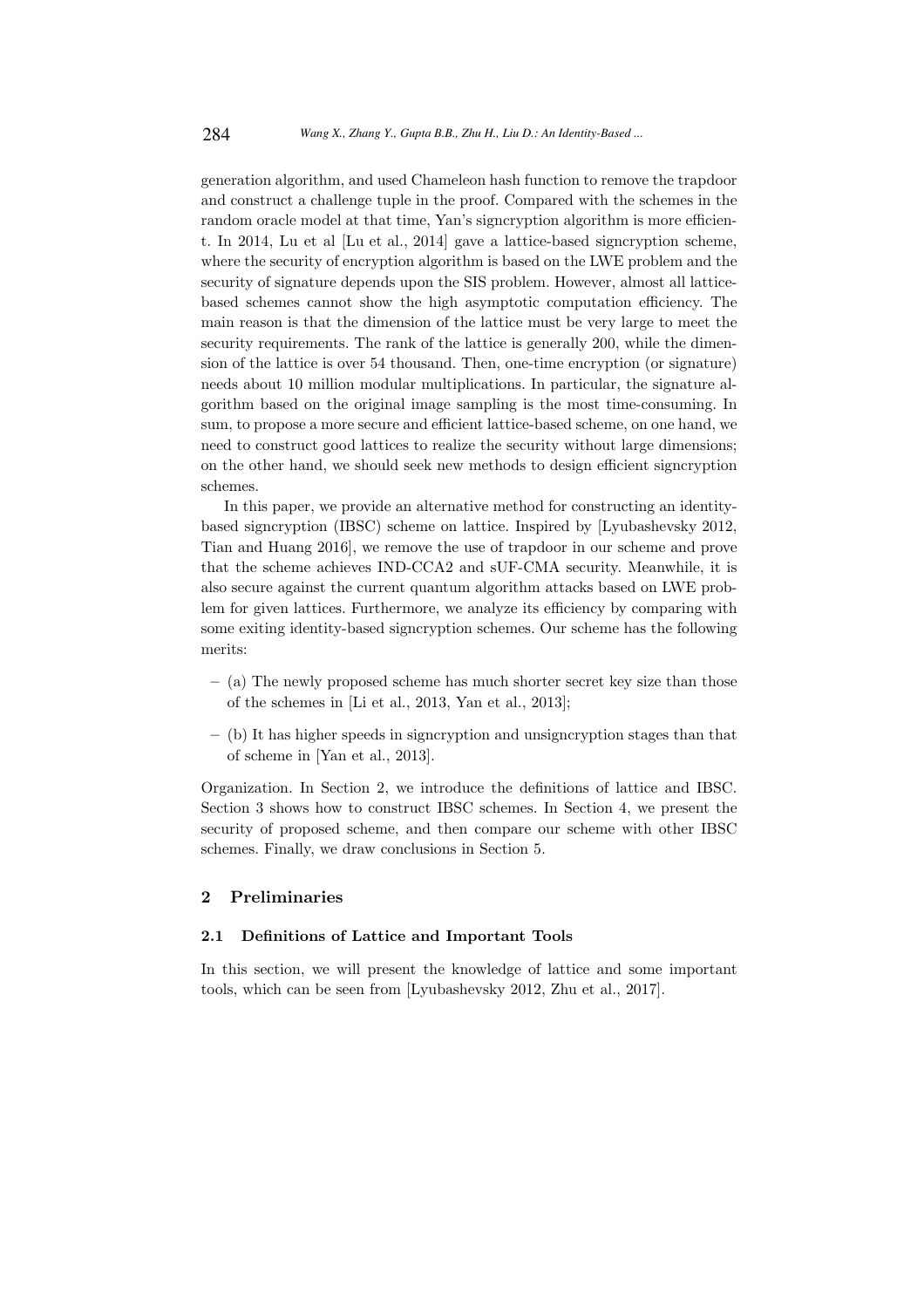generation algorithm, and used Chameleon hash function to remove the trapdoor and construct a challenge tuple in the proof. Compared with the schemes in the random oracle model at that time, Yan's signcryption algorithm is more efficient. In 2014, Lu et al [Lu et al., 2014] gave a lattice-based signcryption scheme, where the security of encryption algorithm is based on the LWE problem and the security of signature depends upon the SIS problem. However, almost all lattice-based schemes cannot show the high asymptotic computation efficiency. The main reason is that the dimension of the lattice must be very large to meet the security requirements. The rank of the lattice is generally 200, while the dimension of the lattice is over 54 thousand. Then, one-time encryption (or signature) needs about 10 million modular multiplications. In particular, the signature algorithm based on the original image sampling is the most time-consuming. In sum, to propose a more secure and efficient lattice-based scheme, on one hand, we need to construct good lattices to realize the security without large dimensions; on the other hand, we should seek new methods to design efficient signcryption schemes.

In this paper, we provide an alternative method for constructing an identity-based signcryption (IBSC) scheme on lattice. Inspired by [Lyubashevsky 2012, Tian and Huang 2016], we remove the use of trapdoor in our scheme and prove that the scheme achieves IND-CCA2 and sUF-CMA security. Meanwhile, it is also secure against the current quantum algorithm attacks based on LWE problem for given lattices. Furthermore, we analyze its efficiency by comparing with some exiting identity-based signcryption schemes. Our scheme has the following merits:

- (a) The newly proposed scheme has much shorter secret key size than those of the schemes in [Li et al., 2013, Yan et al., 2013];
- (b) It has higher speeds in signcryption and unsigncryption stages than that of scheme in [Yan et al., 2013].

Organization. In Section 2, we introduce the definitions of lattice and IBSC. Section 3 shows how to construct IBSC schemes. In Section 4, we present the security of proposed scheme, and then compare our scheme with other IBSC schemes. Finally, we draw conclusions in Section 5.

## 2 Preliminaries

### 2.1 Definitions of Lattice and Important Tools

In this section, we will present the knowledge of lattice and some important tools, which can be seen from [Lyubashevsky 2012, Zhu et al., 2017].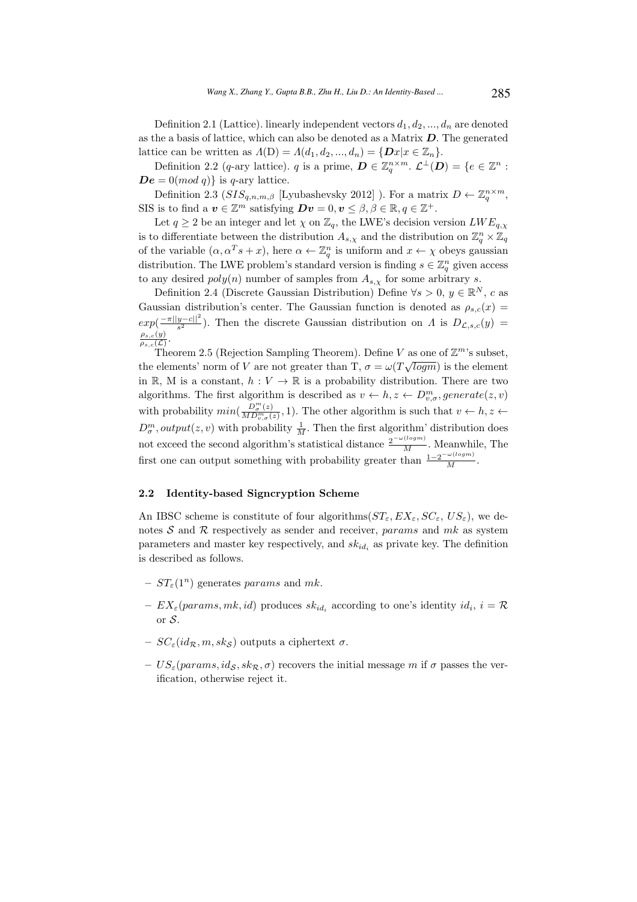Definition 2.1 (Lattice). linearly independent vectors $d_1, d_2, ..., d_n$ are denoted as the a basis of lattice, which can also be denoted as a Matrix $\boldsymbol{D}$. The generated lattice can be written as $\Lambda(\mathrm{D}) = \Lambda(d_1, d_2, ..., d_n) = \{\boldsymbol{D}x | x \in \mathbb{Z}_n\}$.

Definition 2.2 ($q$-ary lattice). $q$ is a prime, $\boldsymbol{D} \in \mathbb{Z}_q^{n \times m}$. $\mathcal{L}^{\perp}(\boldsymbol{D}) = \{e \in \mathbb{Z}^n : \boldsymbol{D}\boldsymbol{e} = 0 (mod\ q)\}$ is $q$-ary lattice.

Definition 2.3 ($SIS_{q,n,m,\beta}$ [Lyubashevsky 2012] ). For a matrix $D \leftarrow \mathbb{Z}_q^{n \times m}$, SIS is to find a $\boldsymbol{v} \in \mathbb{Z}^m$ satisfying $\boldsymbol{D}\boldsymbol{v} = 0, \boldsymbol{v} \leq \beta, \beta \in \mathbb{R}, q \in \mathbb{Z}^+$.

Let $q \geq 2$ be an integer and let $\chi$ on $\mathbb{Z}_q$, the LWE's decision version $LWE_{q,\chi}$ is to differentiate between the distribution $A_{s,\chi}$ and the distribution on $\mathbb{Z}_q^n \times \mathbb{Z}_q$ of the variable $(\alpha, \alpha^T s + x)$, here $\alpha \leftarrow \mathbb{Z}_q^n$ is uniform and $x \leftarrow \chi$ obeys gaussian distribution. The LWE problem's standard version is finding $s \in \mathbb{Z}_q^n$ given access to any desired $poly(n)$ number of samples from $A_{s,\chi}$ for some arbitrary $s$.

Definition 2.4 (Discrete Gaussian Distribution) Define $\forall s > 0$, $y \in \mathbb{R}^N$, $c$ as Gaussian distribution's center. The Gaussian function is denoted as $\rho_{s,c}(x) = exp(\frac{-\pi||y-c||^2}{s^2})$. Then the discrete Gaussian distribution on $\Lambda$ is $D_{\mathcal{L},s,c}(y) = \frac{\rho_{s,c}(y)}{\rho_{s,c}(\mathcal{L})}$.

Theorem 2.5 (Rejection Sampling Theorem). Define $V$ as one of $\mathbb{Z}^m$'s subset, the elements' norm of $V$ are not greater than T, $\sigma = \omega(T\sqrt{logm})$ is the element in $\mathbb{R}$, M is a constant, $h : V \to \mathbb{R}$ is a probability distribution. There are two algorithms. The first algorithm is described as $v \leftarrow h, z \leftarrow D_{v,\sigma}^m, generate(z, v)$ with probability $min(\frac{D_\sigma^m(z)}{MD_{v,\sigma}^m(z)}, 1)$. The other algorithm is such that $v \leftarrow h, z \leftarrow D_\sigma^m, output(z, v)$ with probability $\frac{1}{M}$. Then the first algorithm' distribution does not exceed the second algorithm's statistical distance $\frac{2^{-\omega(logm)}}{M}$. Meanwhile, The first one can output something with probability greater than $\frac{1-2^{-\omega(logm)}}{M}$.

### 2.2 Identity-based Signcryption Scheme

An IBSC scheme is constitute of four algorithms($ST_\varepsilon, EX_\varepsilon, SC_\varepsilon$, $US_\varepsilon$), we denotes $\mathcal{S}$ and $\mathcal{R}$ respectively as sender and receiver, *params* and *mk* as system parameters and master key respectively, and $sk_{id_i}$ as private key. The definition is described as follows.

- $ST_\varepsilon(1^n)$ generates *params* and *mk*.
- $EX_\varepsilon(params, mk, id)$ produces $sk_{id_i}$ according to one's identity $id_i$, $i = \mathcal{R}$ or $\mathcal{S}$.
- $SC_\varepsilon(id_{\mathcal{R}}, m, sk_{\mathcal{S}})$ outputs a ciphertext $\sigma$.
- $US_\varepsilon(params, id_{\mathcal{S}}, sk_{\mathcal{R}}, \sigma)$ recovers the initial message $m$ if $\sigma$ passes the verification, otherwise reject it.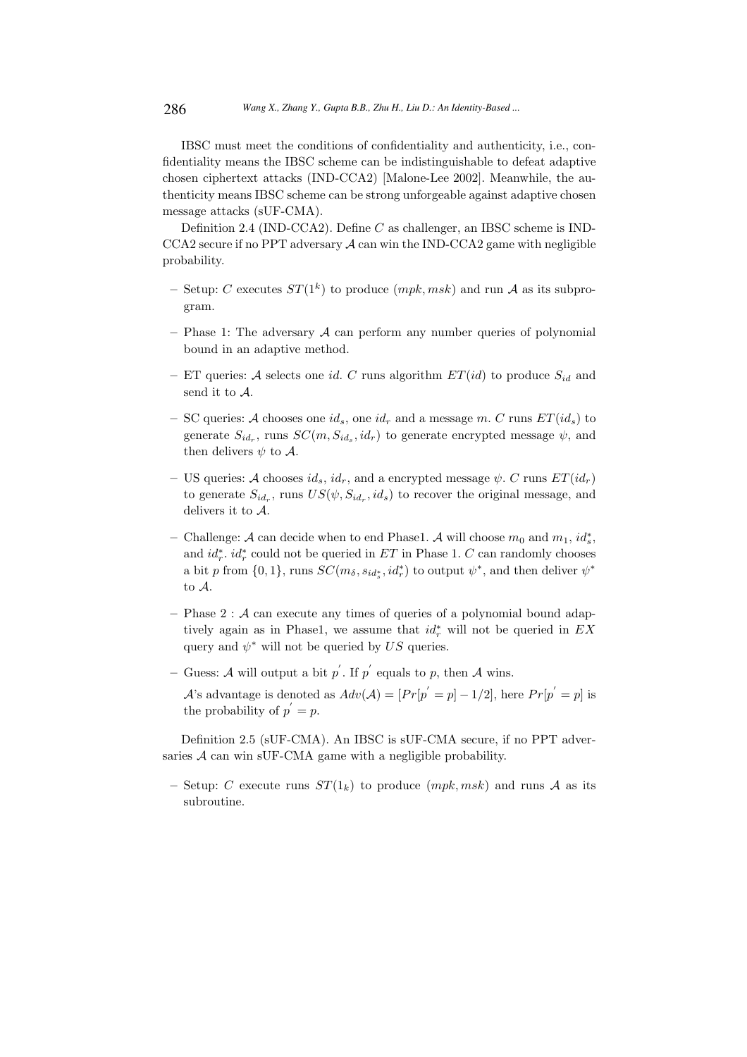IBSC must meet the conditions of confidentiality and authenticity, i.e., confidentiality means the IBSC scheme can be indistinguishable to defeat adaptive chosen ciphertext attacks (IND-CCA2) [Malone-Lee 2002]. Meanwhile, the authenticity means IBSC scheme can be strong unforgeable against adaptive chosen message attacks (sUF-CMA).

Definition 2.4 (IND-CCA2). Define $C$ as challenger, an IBSC scheme is IND-CCA2 secure if no PPT adversary $\mathcal{A}$ can win the IND-CCA2 game with negligible probability.

– Setup: $C$ executes $ST(1^k)$ to produce $(mpk, msk)$ and run $\mathcal{A}$ as its subprogram.

– Phase 1: The adversary $\mathcal{A}$ can perform any number queries of polynomial bound in an adaptive method.

– ET queries: $\mathcal{A}$ selects one $id$. $C$ runs algorithm $ET(id)$ to produce $S_{id}$ and send it to $\mathcal{A}$.

– SC queries: $\mathcal{A}$ chooses one $id_s$, one $id_r$ and a message $m$. $C$ runs $ET(id_s)$ to generate $S_{id_r}$, runs $SC(m, S_{id_s}, id_r)$ to generate encrypted message $\psi$, and then delivers $\psi$ to $\mathcal{A}$.

– US queries: $\mathcal{A}$ chooses $id_s$, $id_r$, and a encrypted message $\psi$. $C$ runs $ET(id_r)$ to generate $S_{id_r}$, runs $US(\psi, S_{id_r}, id_s)$ to recover the original message, and delivers it to $\mathcal{A}$.

– Challenge: $\mathcal{A}$ can decide when to end Phase1. $\mathcal{A}$ will choose $m_0$ and $m_1$, $id_s^*$, and $id_r^*$. $id_r^*$ could not be queried in $ET$ in Phase 1. $C$ can randomly chooses a bit $p$ from $\{0, 1\}$, runs $SC(m_\delta, s_{id_s^*}, id_r^*)$ to output $\psi^*$, and then deliver $\psi^*$ to $\mathcal{A}$.

– Phase 2 : $\mathcal{A}$ can execute any times of queries of a polynomial bound adaptively again as in Phase1, we assume that $id_r^*$ will not be queried in $EX$ query and $\psi^*$ will not be queried by $US$ queries.

– Guess: $\mathcal{A}$ will output a bit $p^{'}$. If $p^{'}$ equals to $p$, then $\mathcal{A}$ wins.

  $\mathcal{A}$'s advantage is denoted as $Adv(\mathcal{A}) = [Pr[p^{'} = p] - 1/2]$, here $Pr[p^{'} = p]$ is the probability of $p^{'} = p$.

Definition 2.5 (sUF-CMA). An IBSC is sUF-CMA secure, if no PPT adversaries $\mathcal{A}$ can win sUF-CMA game with a negligible probability.

– Setup: $C$ execute runs $ST(1_k)$ to produce $(mpk, msk)$ and runs $\mathcal{A}$ as its subroutine.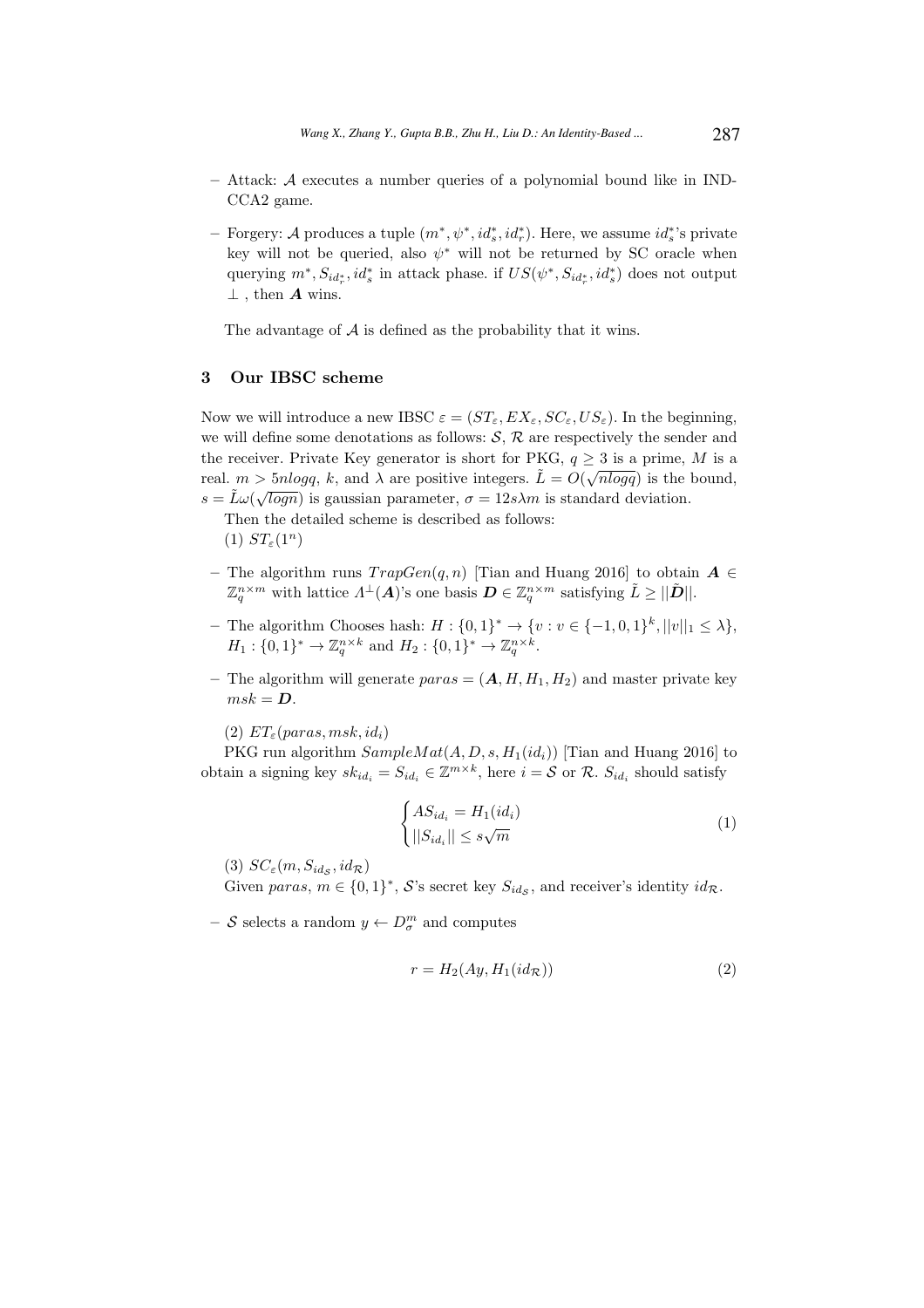- Attack: $\mathcal{A}$ executes a number queries of a polynomial bound like in IND-CCA2 game.

- Forgery: $\mathcal{A}$ produces a tuple $(m^*, \psi^*, id_s^*, id_r^*)$. Here, we assume $id_s^*$'s private key will not be queried, also $\psi^*$ will not be returned by SC oracle when querying $m^*, S_{id_r^*}, id_s^*$ in attack phase. if $US(\psi^*, S_{id_r^*}, id_s^*)$ does not output $\perp$ , then $\boldsymbol{A}$ wins.

The advantage of $\mathcal{A}$ is defined as the probability that it wins.

## 3 Our IBSC scheme

Now we will introduce a new IBSC $\varepsilon = (ST_\varepsilon, EX_\varepsilon, SC_\varepsilon, US_\varepsilon)$. In the beginning, we will define some denotations as follows: $\mathcal{S}$, $\mathcal{R}$ are respectively the sender and the receiver. Private Key generator is short for PKG, $q \geq 3$ is a prime, $M$ is a real. $m > 5nlogq$, $k$, and $\lambda$ are positive integers. $\tilde{L} = O(\sqrt{nlogq})$ is the bound, $s = \tilde{L}\omega(\sqrt{logn})$ is gaussian parameter, $\sigma = 12s\lambda m$ is standard deviation.

Then the detailed scheme is described as follows:

(1) $ST_\varepsilon(1^n)$

- The algorithm runs $TrapGen(q, n)$ [Tian and Huang 2016] to obtain $\boldsymbol{A} \in \mathbb{Z}_q^{n\times m}$ with lattice $\Lambda^\perp(\boldsymbol{A})$'s one basis $\boldsymbol{D} \in \mathbb{Z}_q^{n\times m}$ satisfying $\tilde{L} \geq ||\tilde{\boldsymbol{D}}||$.

- The algorithm Chooses hash: $H : \{0,1\}^* \rightarrow \{v : v \in \{-1,0,1\}^k, ||v||_1 \leq \lambda\}$, $H_1 : \{0,1\}^* \rightarrow \mathbb{Z}_q^{n\times k}$ and $H_2 : \{0,1\}^* \rightarrow \mathbb{Z}_q^{n\times k}$.

- The algorithm will generate $paras = (\boldsymbol{A}, H, H_1, H_2)$ and master private key $msk = \boldsymbol{D}$.

(2) $ET_\varepsilon(paras, msk, id_i)$

PKG run algorithm $SampleMat(A, D, s, H_1(id_i))$ [Tian and Huang 2016] to obtain a signing key $sk_{id_i} = S_{id_i} \in \mathbb{Z}^{m\times k}$, here $i = \mathcal{S}$ or $\mathcal{R}$. $S_{id_i}$ should satisfy

$$\begin{cases} AS_{id_i} = H_1(id_i) \\ ||S_{id_i}|| \leq s\sqrt{m} \end{cases} \tag{1}$$

(3) $SC_\varepsilon(m, S_{id_\mathcal{S}}, id_\mathcal{R})$

Given $paras$, $m \in \{0,1\}^*$, $\mathcal{S}$'s secret key $S_{id_\mathcal{S}}$, and receiver's identity $id_\mathcal{R}$.

- $\mathcal{S}$ selects a random $y \leftarrow D_\sigma^m$ and computes

$$r = H_2(Ay, H_1(id_\mathcal{R})) \tag{2}$$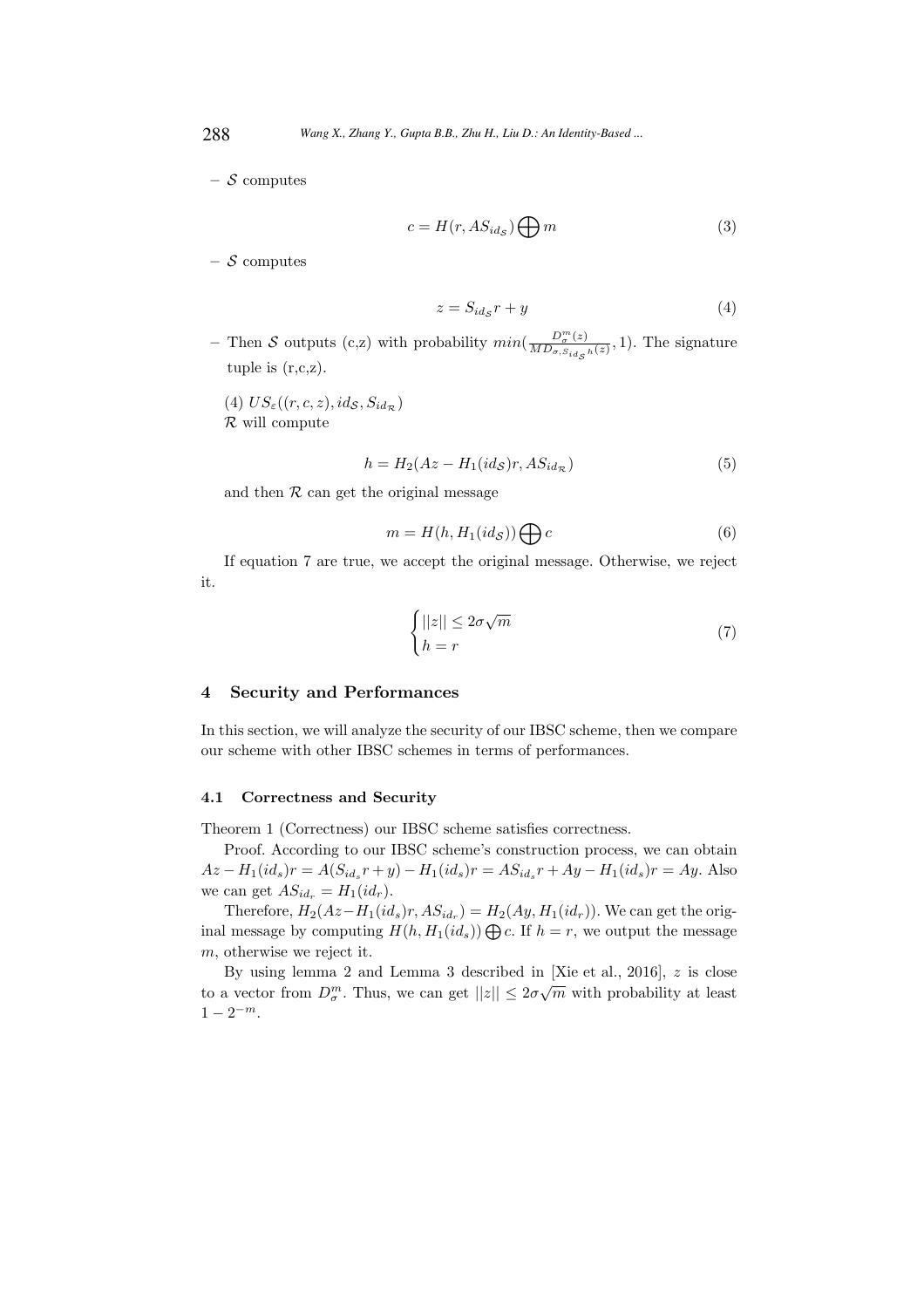– $\mathcal{S}$ computes

$$c = H(r, AS_{id_{\mathcal{S}}}) \bigoplus m \tag{3}$$

– $\mathcal{S}$ computes

$$z = S_{id_{\mathcal{S}}} r + y \tag{4}$$

– Then $\mathcal{S}$ outputs (c,z) with probability $min(\frac{D_\sigma^m(z)}{MD_{\sigma, S_{id_{\mathcal{S}}} h}(z)}, 1)$. The signature tuple is (r,c,z).

(4) $US_\varepsilon((r,c,z), id_{\mathcal{S}}, S_{id_{\mathcal{R}}})$
$\mathcal{R}$ will compute

$$h = H_2(Az - H_1(id_{\mathcal{S}})r, AS_{id_{\mathcal{R}}}) \tag{5}$$

and then $\mathcal{R}$ can get the original message

$$m = H(h, H_1(id_{\mathcal{S}})) \bigoplus c \tag{6}$$

If equation 7 are true, we accept the original message. Otherwise, we reject it.

$$\begin{cases} ||z|| \leq 2\sigma\sqrt{m} \\ h = r \end{cases} \tag{7}$$

## 4 Security and Performances

In this section, we will analyze the security of our IBSC scheme, then we compare our scheme with other IBSC schemes in terms of performances.

### 4.1 Correctness and Security

Theorem 1 (Correctness) our IBSC scheme satisfies correctness.

Proof. According to our IBSC scheme's construction process, we can obtain $Az - H_1(id_s)r = A(S_{id_s}r + y) - H_1(id_s)r = AS_{id_s}r + Ay - H_1(id_s)r = Ay$. Also we can get $AS_{id_r} = H_1(id_r)$.

Therefore, $H_2(Az - H_1(id_s)r, AS_{id_r}) = H_2(Ay, H_1(id_r))$. We can get the original message by computing $H(h, H_1(id_s)) \bigoplus c$. If $h = r$, we output the message $m$, otherwise we reject it.

By using lemma 2 and Lemma 3 described in [Xie et al., 2016], $z$ is close to a vector from $D_\sigma^m$. Thus, we can get $||z|| \leq 2\sigma\sqrt{m}$ with probability at least $1 - 2^{-m}$.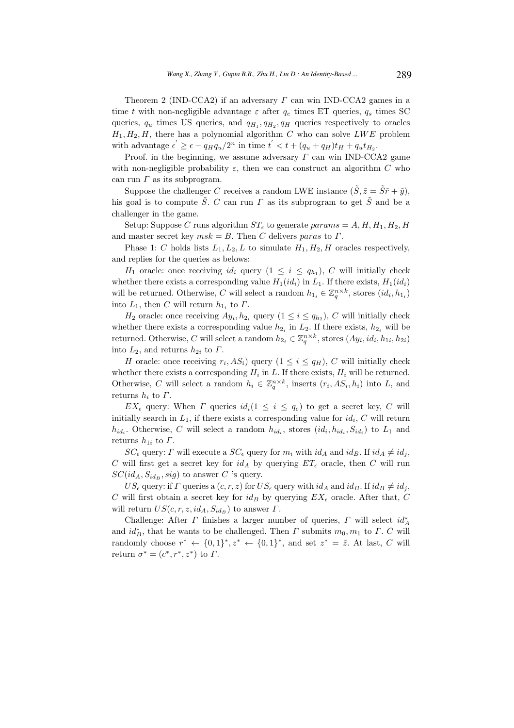Theorem 2 (IND-CCA2) if an adversary $\Gamma$ can win IND-CCA2 games in a time $t$ with non-negligible advantage $\varepsilon$ after $q_e$ times ET queries, $q_s$ times SC queries, $q_u$ times US queries, and $q_{H_1}, q_{H_2}, q_H$ queries respectively to oracles $H_1, H_2, H$, there has a polynomial algorithm $C$ who can solve $LWE$ problem with advantage $\epsilon^{'} \geq \epsilon - q_H q_u / 2^n$ in time $t^{'} < t + (q_u + q_H)t_H + q_u t_{H_2}$.

Proof. in the beginning, we assume adversary $\Gamma$ can win IND-CCA2 game with non-negligible probability $\varepsilon$, then we can construct an algorithm $C$ who can run $\Gamma$ as its subprogram.

Suppose the challenger $C$ receives a random LWE instance $(\tilde{S}, \tilde{z} = \tilde{S}\tilde{r} + \tilde{y})$, his goal is to compute $\tilde{S}$. $C$ can run $\Gamma$ as its subprogram to get $\tilde{S}$ and be a challenger in the game.

Setup: Suppose $C$ runs algorithm $ST_\epsilon$ to generate $params = A, H, H_1, H_2, H$ and master secret key $msk = B$. Then $C$ delivers $paras$ to $\Gamma$.

Phase 1: $C$ holds lists $L_1, L_2, L$ to simulate $H_1, H_2, H$ oracles respectively, and replies for the queries as belows:

$H_1$ oracle: once receiving $id_i$ query $(1 \leq i \leq q_{h_1})$, $C$ will initially check whether there exists a corresponding value $H_1(id_i)$ in $L_1$. If there exists, $H_1(id_i)$ will be returned. Otherwise, $C$ will select a random $h_{1_i} \in \mathbb{Z}_q^{n \times k}$, stores $(id_i, h_{1_i})$ into $L_1$, then $C$ will return $h_{1_i}$ to $\Gamma$.

$H_2$ oracle: once receiving $Ay_i, h_{2_i}$ query $(1 \leq i \leq q_{h_2})$, $C$ will initially check whether there exists a corresponding value $h_{2_i}$ in $L_2$. If there exists, $h_{2_i}$ will be returned. Otherwise, $C$ will select a random $h_{2_i} \in \mathbb{Z}_q^{n \times k}$, stores $(Ay_i, id_i, h_{1i}, h_{2i})$ into $L_2$, and returns $h_{2i}$ to $\Gamma$.

$H$ oracle: once receiving $r_i, AS_i)$ query $(1 \leq i \leq q_H)$, $C$ will initially check whether there exists a corresponding $H_i$ in $L$. If there exists, $H_i$ will be returned. Otherwise, $C$ will select a random $h_i \in \mathbb{Z}_q^{n \times k}$, inserts $(r_i, AS_i, h_i)$ into $L$, and returns $h_i$ to $\Gamma$.

$EX_\epsilon$ query: When $\Gamma$ queries $id_i (1 \leq i \leq q_e)$ to get a secret key, $C$ will initially search in $L_1$, if there exists a corresponding value for $id_i$, $C$ will return $h_{id_i}$. Otherwise, $C$ will select a random $h_{id_i}$, stores $(id_i, h_{id_i}, S_{id_i})$ to $L_1$ and returns $h_{1i}$ to $\Gamma$.

$SC_\epsilon$ query: $\Gamma$ will execute a $SC_\epsilon$ query for $m_i$ with $id_A$ and $id_B$. If $id_A \neq id_j$, $C$ will first get a secret key for $id_A$ by querying $ET_\epsilon$ oracle, then $C$ will run $SC(id_A, S_{id_B}, sig)$ to answer $C$ 's query.

$US_\epsilon$ query: if $\Gamma$ queries a $(c, r, z)$ for $US_\epsilon$ query with $id_A$ and $id_B$. If $id_B \neq id_j$, $C$ will first obtain a secret key for $id_B$ by querying $EX_\epsilon$ oracle. After that, $C$ will return $US(c, r, z, id_A, S_{id_B})$ to answer $\Gamma$.

Challenge: After $\Gamma$ finishes a larger number of queries, $\Gamma$ will select $id_A^*$ and $id_B^*$, that he wants to be challenged. Then $\Gamma$ submits $m_0, m_1$ to $\Gamma$. $C$ will randomly choose $r^* \leftarrow \{0,1\}^*, z^* \leftarrow \{0,1\}^*$, and set $z^* = \tilde{z}$. At last, $C$ will return $\sigma^* = (c^*, r^*, z^*)$ to $\Gamma$.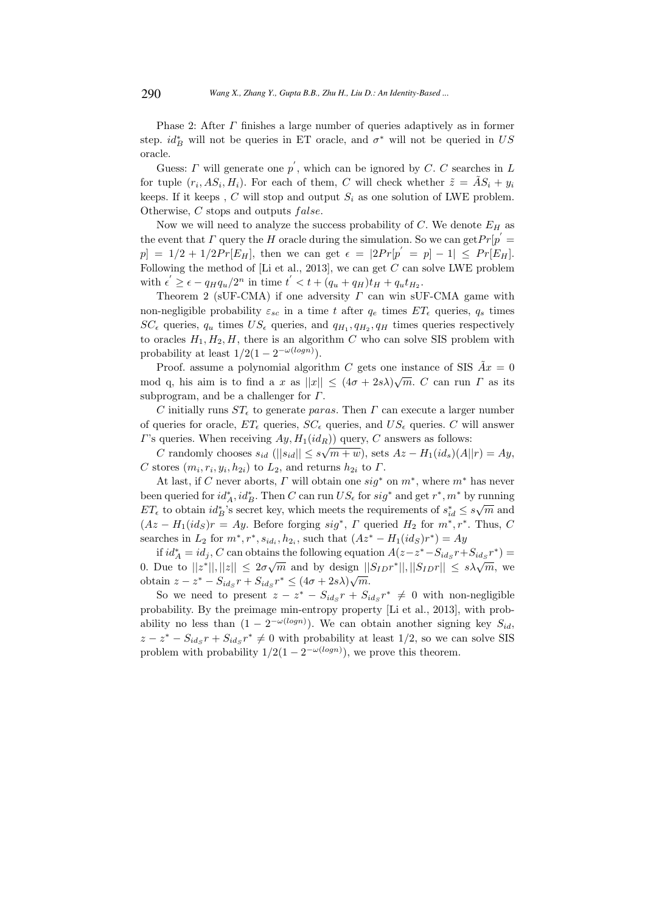Phase 2: After $\Gamma$ finishes a large number of queries adaptively as in former step. $id_B^*$ will not be queries in ET oracle, and $\sigma^*$ will not be queried in $US$ oracle.

Guess: $\Gamma$ will generate one $p^{'}$, which can be ignored by $C$. $C$ searches in $L$ for tuple $(r_i, AS_i, H_i)$. For each of them, $C$ will check whether $\tilde{z} = \tilde{A}S_i + y_i$ keeps. If it keeps , $C$ will stop and output $S_i$ as one solution of LWE problem. Otherwise, $C$ stops and outputs $false$.

Now we will need to analyze the success probability of $C$. We denote $E_H$ as the event that $\Gamma$ query the $H$ oracle during the simulation. So we can get$Pr[p^{'} = p] = 1/2 + 1/2Pr[E_H]$, then we can get $\epsilon = |2Pr[p^{'} = p] - 1| \leq Pr[E_H]$. Following the method of [Li et al., 2013], we can get $C$ can solve LWE problem with $\epsilon^{'} \geq \epsilon - q_H q_u/2^n$ in time $t^{'} < t + (q_u + q_H)t_H + q_u t_{H_2}$.

Theorem 2 (sUF-CMA) if one adversity $\Gamma$ can win sUF-CMA game with non-negligible probability $\varepsilon_{sc}$ in a time $t$ after $q_e$ times $ET_\epsilon$ queries, $q_s$ times $SC_\epsilon$ queries, $q_u$ times $US_\epsilon$ queries, and $q_{H_1}, q_{H_2}, q_H$ times queries respectively to oracles $H_1, H_2, H$, there is an algorithm $C$ who can solve SIS problem with probability at least $1/2(1 - 2^{-\omega(logn)})$.

Proof. assume a polynomial algorithm $C$ gets one instance of SIS $\tilde{A}x = 0$ mod q, his aim is to find a $x$ as $||x|| \leq (4\sigma + 2s\lambda)\sqrt{m}$. $C$ can run $\Gamma$ as its subprogram, and be a challenger for $\Gamma$.

$C$ initially runs $ST_\epsilon$ to generate $paras$. Then $\Gamma$ can execute a larger number of queries for oracle, $ET_\epsilon$ queries, $SC_\epsilon$ queries, and $US_\epsilon$ queries. $C$ will answer $\Gamma$'s queries. When receiving $Ay, H_1(id_R))$ query, $C$ answers as follows:

$C$ randomly chooses $s_{id}$ ($||s_{id}|| \leq s\sqrt{m+w}$), sets $Az - H_1(id_s)(A||r) = Ay$, $C$ stores $(m_i, r_i, y_i, h_{2i})$ to $L_2$, and returns $h_{2i}$ to $\Gamma$.

At last, if $C$ never aborts, $\Gamma$ will obtain one $sig^*$ on $m^*$, where $m^*$ has never been queried for $id_A^*, id_B^*$. Then $C$ can run $US_\epsilon$ for $sig^*$ and get $r^*, m^*$ by running $ET_\epsilon$ to obtain $id_B^*$'s secret key, which meets the requirements of $s_{id}^* \leq s\sqrt{m}$ and $(Az - H_1(id_S)r = Ay$. Before forging $sig^*$, $\Gamma$ queried $H_2$ for $m^*, r^*$. Thus, $C$ searches in $L_2$ for $m^*, r^*, s_{id_i}, h_{2_i}$, such that $(Az^* - H_1(id_S)r^*) = Ay$

if $id_A^* = id_j$, $C$ can obtains the following equation $A(z - z^* - S_{id_S}r + S_{id_S}r^*) = 0$. Due to $||z^*||, ||z|| \leq 2\sigma\sqrt{m}$ and by design $||S_{ID}r^*||, ||S_{ID}r|| \leq s\lambda\sqrt{m}$, we obtain $z - z^* - S_{id_S}r + S_{id_S}r^* \leq (4\sigma + 2s\lambda)\sqrt{m}$.

So we need to present $z - z^* - S_{id_S}r + S_{id_S}r^* \neq 0$ with non-negligible probability. By the preimage min-entropy property [Li et al., 2013], with probability no less than $(1 - 2^{-\omega(logn)})$. We can obtain another signing key $S_{id}$, $z - z^* - S_{id_S}r + S_{id_S}r^* \neq 0$ with probability at least $1/2$, so we can solve SIS problem with probability $1/2(1 - 2^{-\omega(logn)})$, we prove this theorem.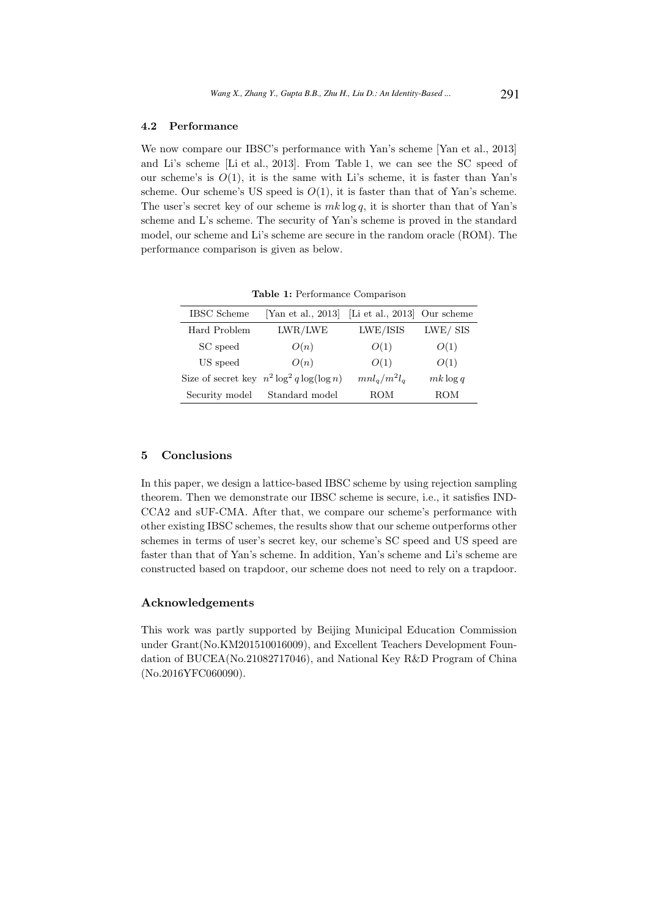### 4.2 Performance

We now compare our IBSC's performance with Yan's scheme [Yan et al., 2013] and Li's scheme [Li et al., 2013]. From Table 1, we can see the SC speed of our scheme's is $O(1)$, it is the same with Li's scheme, it is faster than Yan's scheme. Our scheme's US speed is $O(1)$, it is faster than that of Yan's scheme. The user's secret key of our scheme is $mk \log q$, it is shorter than that of Yan's scheme and L's scheme. The security of Yan's scheme is proved in the standard model, our scheme and Li's scheme are secure in the random oracle (ROM). The performance comparison is given as below.

**Table 1:** Performance Comparison

| IBSC Scheme | [Yan et al., 2013] | [Li et al., 2013] | Our scheme |
|---|---|---|---|
| Hard Problem | LWR/LWE | LWE/ISIS | LWE/ SIS |
| SC speed | $O(n)$ | $O(1)$ | $O(1)$ |
| US speed | $O(n)$ | $O(1)$ | $O(1)$ |
| Size of secret key | $n^2 \log^2 q \log(\log n)$ | $mnl_q/m^2l_q$ | $mk \log q$ |
| Security model | Standard model | ROM | ROM |

## 5 Conclusions

In this paper, we design a lattice-based IBSC scheme by using rejection sampling theorem. Then we demonstrate our IBSC scheme is secure, i.e., it satisfies IND-CCA2 and sUF-CMA. After that, we compare our scheme's performance with other existing IBSC schemes, the results show that our scheme outperforms other schemes in terms of user's secret key, our scheme's SC speed and US speed are faster than that of Yan's scheme. In addition, Yan's scheme and Li's scheme are constructed based on trapdoor, our scheme does not need to rely on a trapdoor.

### Acknowledgements

This work was partly supported by Beijing Municipal Education Commission under Grant(No.KM201510016009), and Excellent Teachers Development Foundation of BUCEA(No.21082717046), and National Key R&D Program of China (No.2016YFC060090).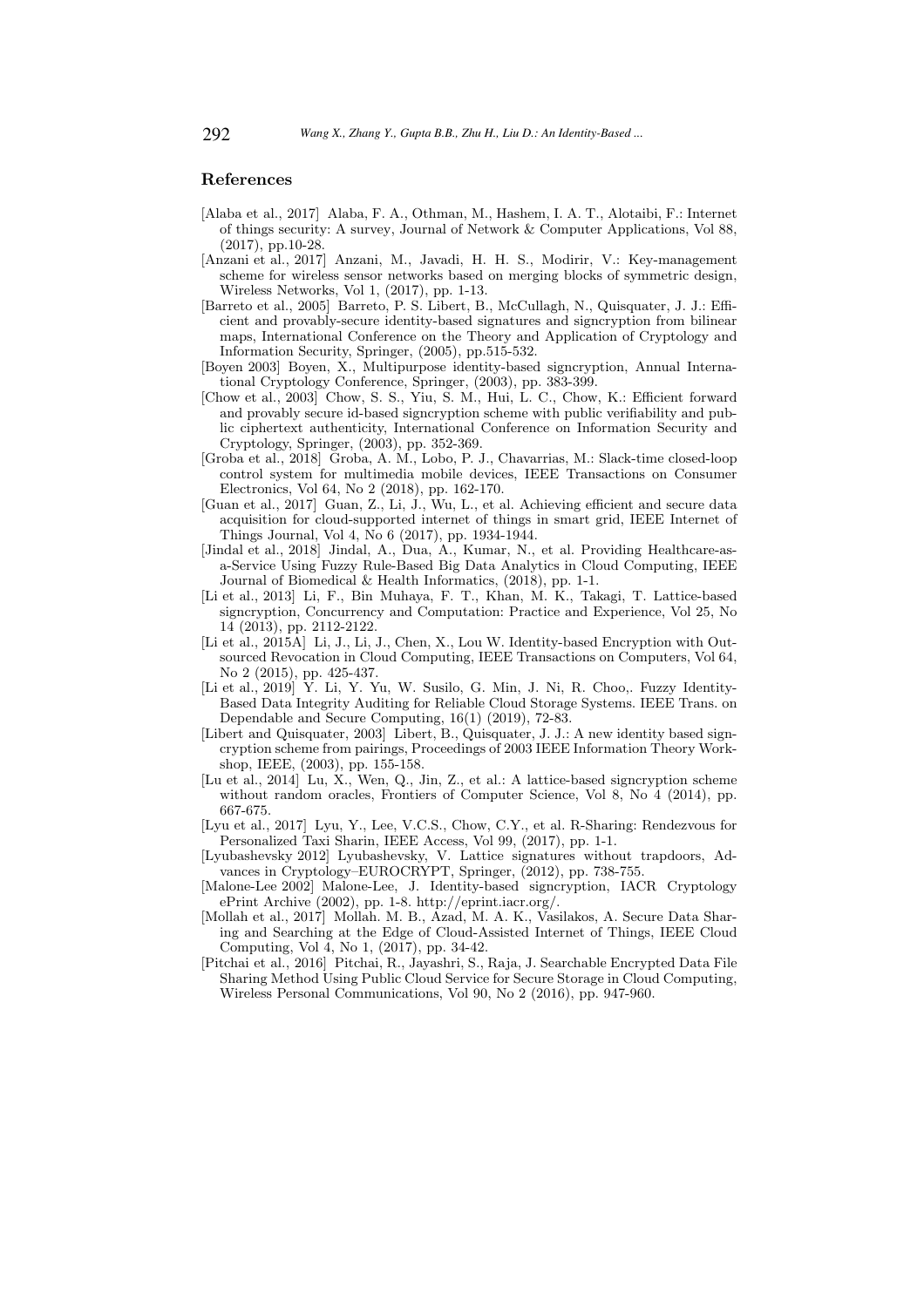## References

[Alaba et al., 2017] Alaba, F. A., Othman, M., Hashem, I. A. T., Alotaibi, F.: Internet of things security: A survey, Journal of Network & Computer Applications, Vol 88, (2017), pp.10-28.

[Anzani et al., 2017] Anzani, M., Javadi, H. H. S., Modirir, V.: Key-management scheme for wireless sensor networks based on merging blocks of symmetric design, Wireless Networks, Vol 1, (2017), pp. 1-13.

[Barreto et al., 2005] Barreto, P. S. Libert, B., McCullagh, N., Quisquater, J. J.: Efficient and provably-secure identity-based signatures and signcryption from bilinear maps, International Conference on the Theory and Application of Cryptology and Information Security, Springer, (2005), pp.515-532.

[Boyen 2003] Boyen, X., Multipurpose identity-based signcryption, Annual International Cryptology Conference, Springer, (2003), pp. 383-399.

[Chow et al., 2003] Chow, S. S., Yiu, S. M., Hui, L. C., Chow, K.: Efficient forward and provably secure id-based signcryption scheme with public verifiability and public ciphertext authenticity, International Conference on Information Security and Cryptology, Springer, (2003), pp. 352-369.

[Groba et al., 2018] Groba, A. M., Lobo, P. J., Chavarrias, M.: Slack-time closed-loop control system for multimedia mobile devices, IEEE Transactions on Consumer Electronics, Vol 64, No 2 (2018), pp. 162-170.

[Guan et al., 2017] Guan, Z., Li, J., Wu, L., et al. Achieving efficient and secure data acquisition for cloud-supported internet of things in smart grid, IEEE Internet of Things Journal, Vol 4, No 6 (2017), pp. 1934-1944.

[Jindal et al., 2018] Jindal, A., Dua, A., Kumar, N., et al. Providing Healthcare-as-a-Service Using Fuzzy Rule-Based Big Data Analytics in Cloud Computing, IEEE Journal of Biomedical & Health Informatics, (2018), pp. 1-1.

[Li et al., 2013] Li, F., Bin Muhaya, F. T., Khan, M. K., Takagi, T. Lattice-based signcryption, Concurrency and Computation: Practice and Experience, Vol 25, No 14 (2013), pp. 2112-2122.

[Li et al., 2015A] Li, J., Li, J., Chen, X., Lou W. Identity-based Encryption with Outsourced Revocation in Cloud Computing, IEEE Transactions on Computers, Vol 64, No 2 (2015), pp. 425-437.

[Li et al., 2019] Y. Li, Y. Yu, W. Susilo, G. Min, J. Ni, R. Choo,. Fuzzy Identity-Based Data Integrity Auditing for Reliable Cloud Storage Systems. IEEE Trans. on Dependable and Secure Computing, 16(1) (2019), 72-83.

[Libert and Quisquater, 2003] Libert, B., Quisquater, J. J.: A new identity based signcryption scheme from pairings, Proceedings of 2003 IEEE Information Theory Workshop, IEEE, (2003), pp. 155-158.

[Lu et al., 2014] Lu, X., Wen, Q., Jin, Z., et al.: A lattice-based signcryption scheme without random oracles, Frontiers of Computer Science, Vol 8, No 4 (2014), pp. 667-675.

[Lyu et al., 2017] Lyu, Y., Lee, V.C.S., Chow, C.Y., et al. R-Sharing: Rendezvous for Personalized Taxi Sharin, IEEE Access, Vol 99, (2017), pp. 1-1.

[Lyubashevsky 2012] Lyubashevsky, V. Lattice signatures without trapdoors, Advances in Cryptology–EUROCRYPT, Springer, (2012), pp. 738-755.

[Malone-Lee 2002] Malone-Lee, J. Identity-based signcryption, IACR Cryptology ePrint Archive (2002), pp. 1-8. http://eprint.iacr.org/.

[Mollah et al., 2017] Mollah. M. B., Azad, M. A. K., Vasilakos, A. Secure Data Sharing and Searching at the Edge of Cloud-Assisted Internet of Things, IEEE Cloud Computing, Vol 4, No 1, (2017), pp. 34-42.

[Pitchai et al., 2016] Pitchai, R., Jayashri, S., Raja, J. Searchable Encrypted Data File Sharing Method Using Public Cloud Service for Secure Storage in Cloud Computing, Wireless Personal Communications, Vol 90, No 2 (2016), pp. 947-960.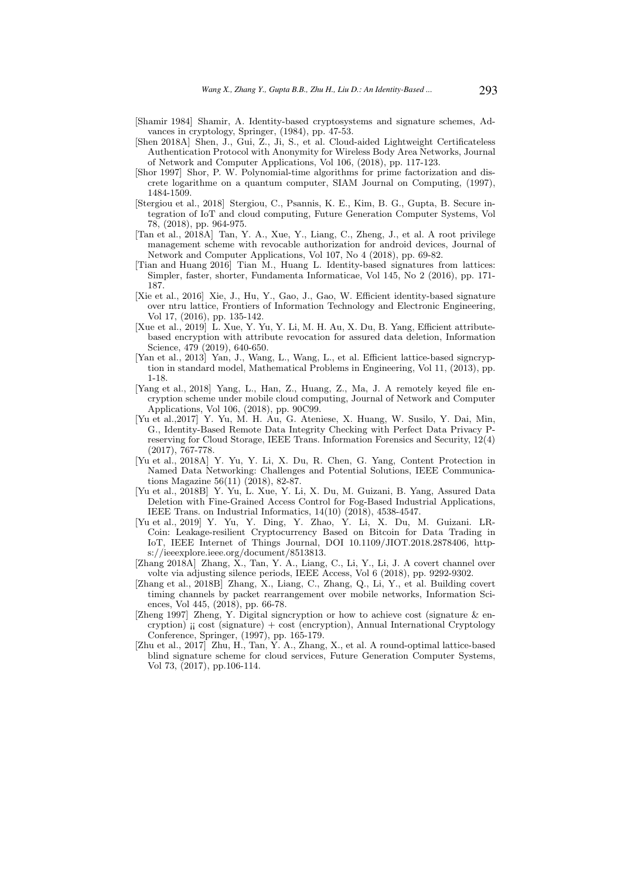[Shamir 1984] Shamir, A. Identity-based cryptosystems and signature schemes, Advances in cryptology, Springer, (1984), pp. 47-53.

[Shen 2018A] Shen, J., Gui, Z., Ji, S., et al. Cloud-aided Lightweight Certificateless Authentication Protocol with Anonymity for Wireless Body Area Networks, Journal of Network and Computer Applications, Vol 106, (2018), pp. 117-123.

[Shor 1997] Shor, P. W. Polynomial-time algorithms for prime factorization and discrete logarithme on a quantum computer, SIAM Journal on Computing, (1997), 1484-1509.

[Stergiou et al., 2018] Stergiou, C., Psannis, K. E., Kim, B. G., Gupta, B. Secure integration of IoT and cloud computing, Future Generation Computer Systems, Vol 78, (2018), pp. 964-975.

[Tan et al., 2018A] Tan, Y. A., Xue, Y., Liang, C., Zheng, J., et al. A root privilege management scheme with revocable authorization for android devices, Journal of Network and Computer Applications, Vol 107, No 4 (2018), pp. 69-82.

[Tian and Huang 2016] Tian M., Huang L. Identity-based signatures from lattices: Simpler, faster, shorter, Fundamenta Informaticae, Vol 145, No 2 (2016), pp. 171-187.

[Xie et al., 2016] Xie, J., Hu, Y., Gao, J., Gao, W. Efficient identity-based signature over ntru lattice, Frontiers of Information Technology and Electronic Engineering, Vol 17, (2016), pp. 135-142.

[Xue et al., 2019] L. Xue, Y. Yu, Y. Li, M. H. Au, X. Du, B. Yang, Efficient attribute-based encryption with attribute revocation for assured data deletion, Information Science, 479 (2019), 640-650.

[Yan et al., 2013] Yan, J., Wang, L., Wang, L., et al. Efficient lattice-based signcryption in standard model, Mathematical Problems in Engineering, Vol 11, (2013), pp. 1-18.

[Yang et al., 2018] Yang, L., Han, Z., Huang, Z., Ma, J. A remotely keyed file encryption scheme under mobile cloud computing, Journal of Network and Computer Applications, Vol 106, (2018), pp. 90C99.

[Yu et al.,2017] Y. Yu, M. H. Au, G. Ateniese, X. Huang, W. Susilo, Y. Dai, Min, G., Identity-Based Remote Data Integrity Checking with Perfect Data Privacy Preserving for Cloud Storage, IEEE Trans. Information Forensics and Security, 12(4) (2017), 767-778.

[Yu et al., 2018A] Y. Yu, Y. Li, X. Du, R. Chen, G. Yang, Content Protection in Named Data Networking: Challenges and Potential Solutions, IEEE Communications Magazine 56(11) (2018), 82-87.

[Yu et al., 2018B] Y. Yu, L. Xue, Y. Li, X. Du, M. Guizani, B. Yang, Assured Data Deletion with Fine-Grained Access Control for Fog-Based Industrial Applications, IEEE Trans. on Industrial Informatics, 14(10) (2018), 4538-4547.

[Yu et al., 2019] Y. Yu, Y. Ding, Y. Zhao, Y. Li, X. Du, M. Guizani. LR-Coin: Leakage-resilient Cryptocurrency Based on Bitcoin for Data Trading in IoT, IEEE Internet of Things Journal, DOI 10.1109/JIOT.2018.2878406, https://ieeexplore.ieee.org/document/8513813.

[Zhang 2018A] Zhang, X., Tan, Y. A., Liang, C., Li, Y., Li, J. A covert channel over volte via adjusting silence periods, IEEE Access, Vol 6 (2018), pp. 9292-9302.

[Zhang et al., 2018B] Zhang, X., Liang, C., Zhang, Q., Li, Y., et al. Building covert timing channels by packet rearrangement over mobile networks, Information Sciences, Vol 445, (2018), pp. 66-78.

[Zheng 1997] Zheng, Y. Digital signcryption or how to achieve cost (signature & encryption) ¡¡ cost (signature) + cost (encryption), Annual International Cryptology Conference, Springer, (1997), pp. 165-179.

[Zhu et al., 2017] Zhu, H., Tan, Y. A., Zhang, X., et al. A round-optimal lattice-based blind signature scheme for cloud services, Future Generation Computer Systems, Vol 73, (2017), pp.106-114.